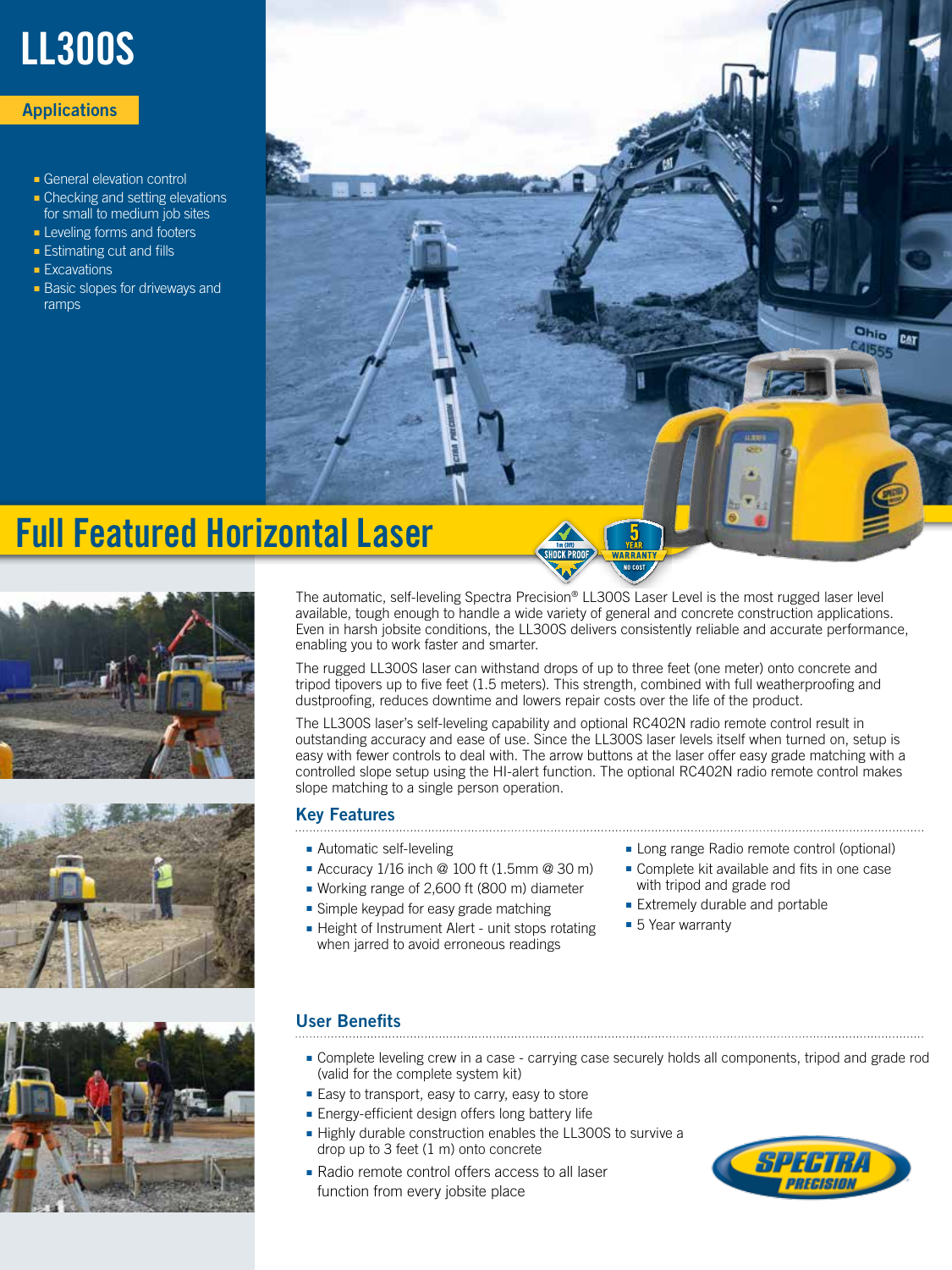# LL300S

## Applications

- General elevation control
- Checking and setting elevations for small to medium job sites
- Leveling forms and footers
- Estimating cut and fills
- Excavations
- Basic slopes for driveways and ramps

# Full Featured Horizontal Laser

The automatic, self-leveling Spectra Precision® LL300S Laser Level is the most rugged laser level available, tough enough to handle a wide variety of general and concrete construction applications. Even in harsh jobsite conditions, the LL300S delivers consistently reliable and accurate performance, enabling you to work faster and smarter.

The rugged LL300S laser can withstand drops of up to three feet (one meter) onto concrete and tripod tipovers up to five feet (1.5 meters). This strength, combined with full weatherproofing and dustproofing, reduces downtime and lowers repair costs over the life of the product.

The LL300S laser's self-leveling capability and optional RC402N radio remote control result in outstanding accuracy and ease of use. Since the LL300S laser levels itself when turned on, setup is easy with fewer controls to deal with. The arrow buttons at the laser offer easy grade matching with a controlled slope setup using the HI-alert function. The optional RC402N radio remote control makes slope matching to a single person operation.

## Key Features

- Automatic self-leveling
- Accuracy 1/16 inch @ 100 ft (1.5mm @ 30 m)
- Working range of 2,600 ft (800 m) diameter
- Simple keypad for easy grade matching
- Height of Instrument Alert - unit stops rotating when jarred to avoid erroneous readings
- Long range Radio remote control (optional)
- Complete kit available and fits in one case with tripod and grade rod
- Extremely durable and portable
- 5 Year warranty

## User Benefits

- Complete leveling crew in a case - carrying case securely holds all components, tripod and grade rod (valid for the complete system kit)
- Easy to transport, easy to carry, easy to store
- Energy-efficient design offers long battery life
- Highly durable construction enables the LL300S to survive a drop up to 3 feet (1 m) onto concrete
- Radio remote control offers access to all laser function from every jobsite place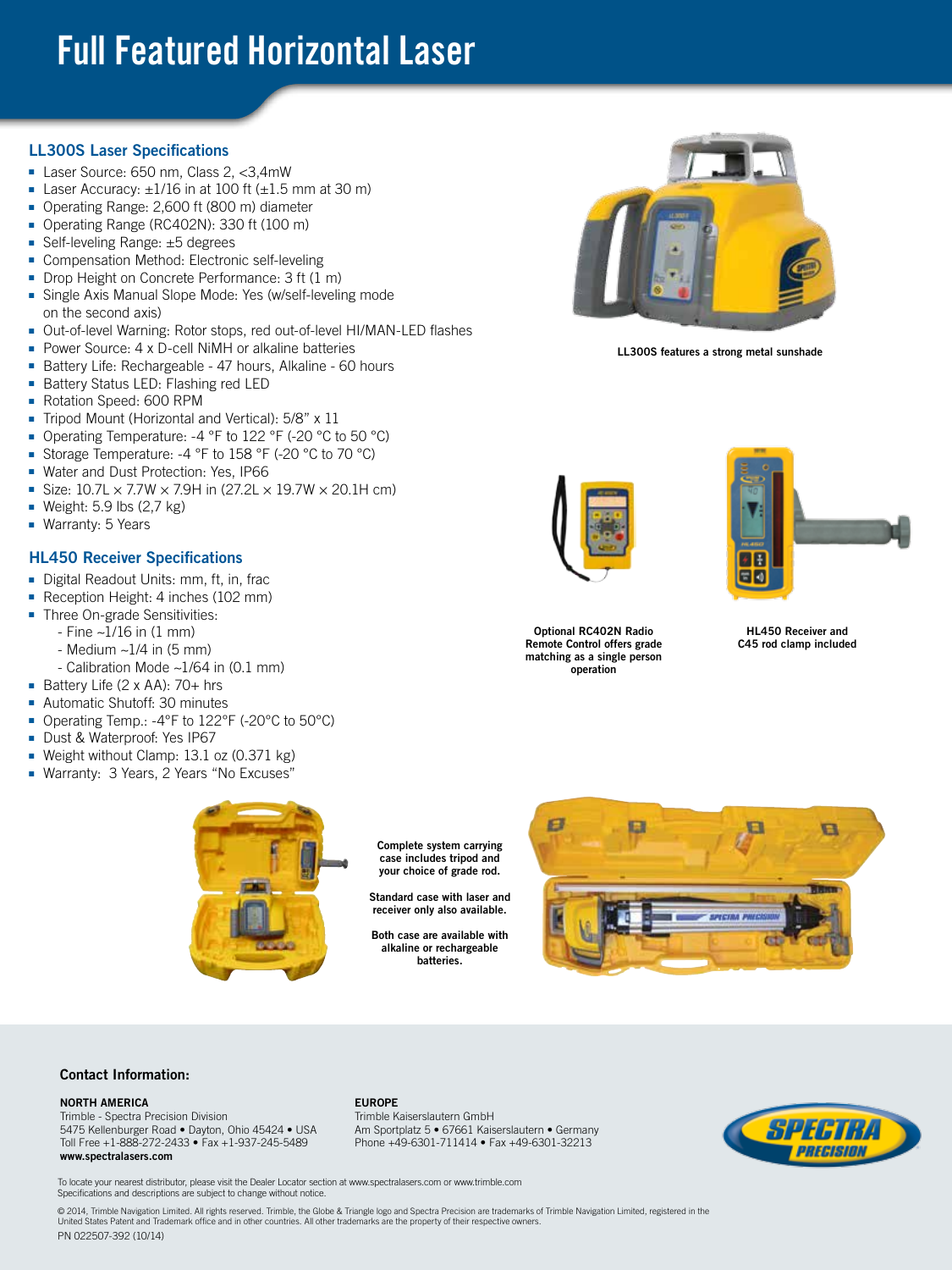# Full Featured Horizontal Laser

## LL300S Laser Specifications

- Laser Source: 650 nm, Class 2, <3,4mW
- Laser Accuracy: ±1/16 in at 100 ft (±1.5 mm at 30 m)
- Operating Range: 2,600 ft (800 m) diameter
- Operating Range (RC402N): 330 ft (100 m)
- Self-leveling Range: ±5 degrees
- Compensation Method: Electronic self-leveling
- Drop Height on Concrete Performance: 3 ft (1 m)
- Single Axis Manual Slope Mode: Yes (w/self-leveling mode on the second axis)
- Out-of-level Warning: Rotor stops, red out-of-level HI/MAN-LED flashes
- Power Source: 4 x D-cell NiMH or alkaline batteries
- Battery Life: Rechargeable - 47 hours, Alkaline - 60 hours
- Battery Status LED: Flashing red LED
- Rotation Speed: 600 RPM
- Tripod Mount (Horizontal and Vertical): 5/8" x 11
- Operating Temperature: -4 °F to 122 °F (-20 °C to 50 °C)
- Storage Temperature: -4 °F to 158 °F (-20 °C to 70 °C)
- Water and Dust Protection: Yes, IP66
- Size: 10.7L × 7.7W × 7.9H in (27.2L × 19.7W × 20.1H cm)
- Weight: 5.9 lbs (2,7 kg)
- Warranty: 5 Years

**LL300S features a strong metal sunshade**

## HL450 Receiver Specifications

- Digital Readout Units: mm, ft, in, frac
- Reception Height: 4 inches (102 mm)
- Three On-grade Sensitivities:
  - Fine ~1/16 in (1 mm)
  - Medium ~1/4 in (5 mm)
  - Calibration Mode ~1/64 in (0.1 mm)
- Battery Life (2 x AA): 70+ hrs
- Automatic Shutoff: 30 minutes
- Operating Temp.: -4°F to 122°F (-20°C to 50°C)
- Dust & Waterproof: Yes IP67
- Weight without Clamp: 13.1 oz (0.371 kg)
- Warranty: 3 Years, 2 Years "No Excuses"

**Optional RC402N Radio Remote Control offers grade matching as a single person operation**

**HL450 Receiver and C45 rod clamp included**

**Complete system carrying case includes tripod and your choice of grade rod.**

**Standard case with laser and receiver only also available.**

**Both case are available with alkaline or rechargeable batteries.**

### Contact Information:

**NORTH AMERICA**
Trimble - Spectra Precision Division
5475 Kellenburger Road • Dayton, Ohio 45424 • USA
Toll Free +1-888-272-2433 • Fax +1-937-245-5489
**www.spectralasers.com**

**EUROPE**
Trimble Kaiserslautern GmbH
Am Sportplatz 5 • 67661 Kaiserslautern • Germany
Phone +49-6301-711414 • Fax +49-6301-32213

To locate your nearest distributor, please visit the Dealer Locator section at www.spectralasers.com or www.trimble.com
Specifications and descriptions are subject to change without notice.

© 2014, Trimble Navigation Limited. All rights reserved. Trimble, the Globe & Triangle logo and Spectra Precision are trademarks of Trimble Navigation Limited, registered in the United States Patent and Trademark office and in other countries. All other trademarks are the property of their respective owners.

PN 022507-392 (10/14)